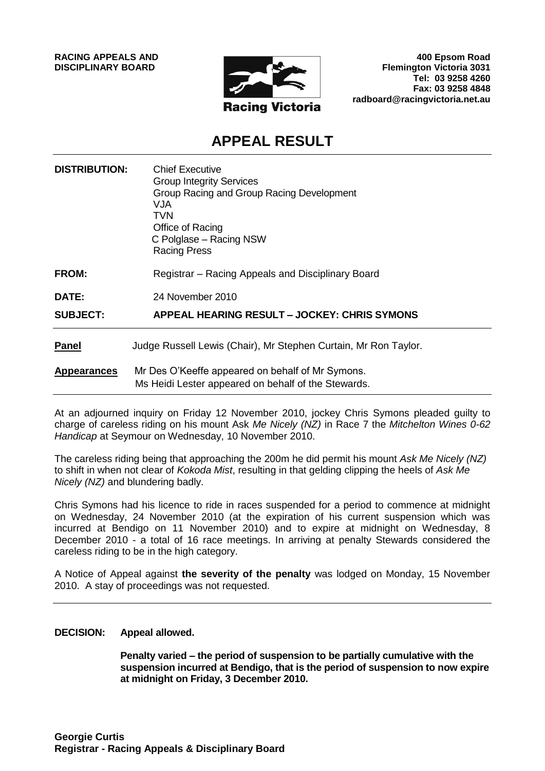**RACING APPEALS AND DISCIPLINARY BOARD**

**400 Epsom Road**
**Flemington Victoria 3031**
**Tel: 03 9258 4260**
**Fax: 03 9258 4848**
**radboard@racingvictoria.net.au**

Racing Victoria

# APPEAL RESULT

**DISTRIBUTION:** Chief Executive
Group Integrity Services
Group Racing and Group Racing Development
VJA
TVN
Office of Racing
C Polglase – Racing NSW
Racing Press

**FROM:** Registrar – Racing Appeals and Disciplinary Board

**DATE:** 24 November 2010

**SUBJECT:** **APPEAL HEARING RESULT – JOCKEY: CHRIS SYMONS**

---

**Panel** Judge Russell Lewis (Chair), Mr Stephen Curtain, Mr Ron Taylor.

**Appearances** Mr Des O'Keeffe appeared on behalf of Mr Symons.
Ms Heidi Lester appeared on behalf of the Stewards.

---

At an adjourned inquiry on Friday 12 November 2010, jockey Chris Symons pleaded guilty to charge of careless riding on his mount Ask *Me Nicely (NZ)* in Race 7 the *Mitchelton Wines 0-62 Handicap* at Seymour on Wednesday, 10 November 2010.

The careless riding being that approaching the 200m he did permit his mount *Ask Me Nicely (NZ)* to shift in when not clear of *Kokoda Mist*, resulting in that gelding clipping the heels of *Ask Me Nicely (NZ)* and blundering badly.

Chris Symons had his licence to ride in races suspended for a period to commence at midnight on Wednesday, 24 November 2010 (at the expiration of his current suspension which was incurred at Bendigo on 11 November 2010) and to expire at midnight on Wednesday, 8 December 2010 - a total of 16 race meetings. In arriving at penalty Stewards considered the careless riding to be in the high category.

A Notice of Appeal against **the severity of the penalty** was lodged on Monday, 15 November 2010. A stay of proceedings was not requested.

---

**DECISION: Appeal allowed.**

**Penalty varied – the period of suspension to be partially cumulative with the suspension incurred at Bendigo, that is the period of suspension to now expire at midnight on Friday, 3 December 2010.**

**Georgie Curtis**
**Registrar - Racing Appeals & Disciplinary Board**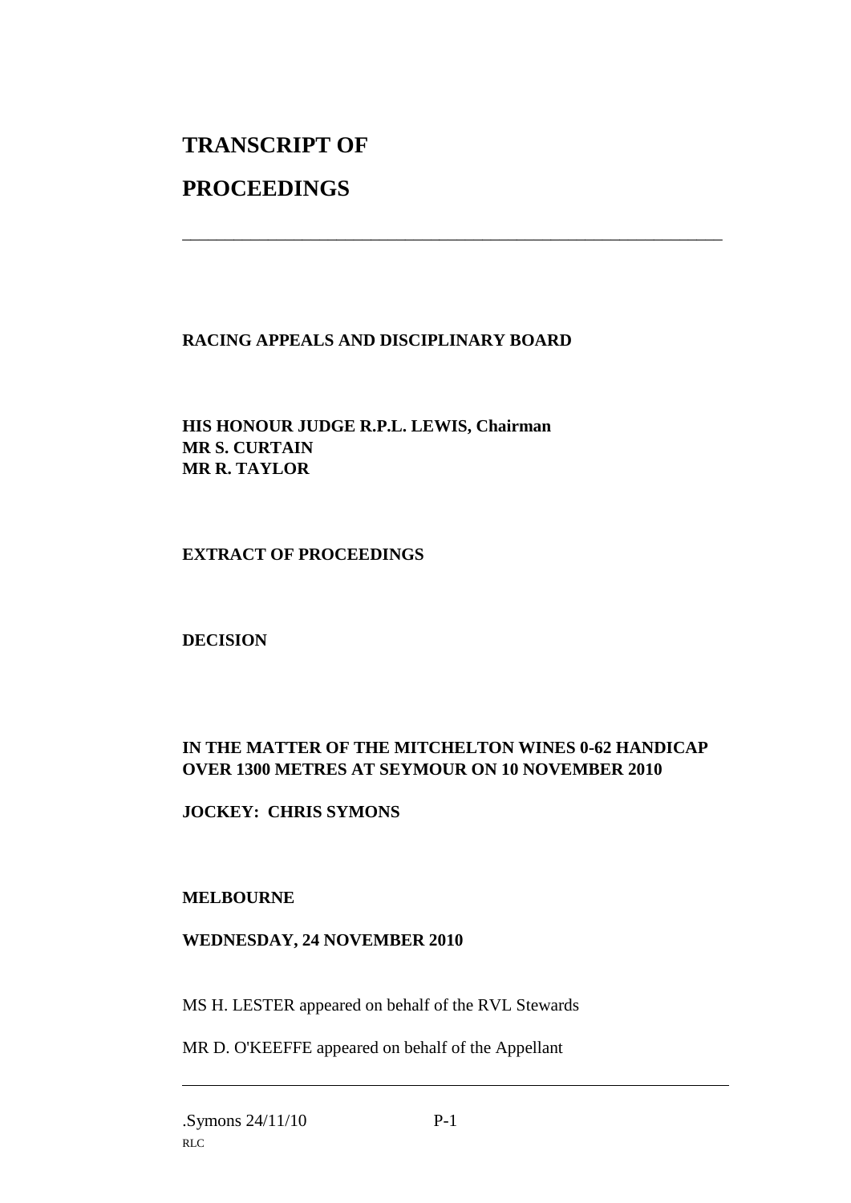# TRANSCRIPT OF

# PROCEEDINGS

---

**RACING APPEALS AND DISCIPLINARY BOARD**

**HIS HONOUR JUDGE R.P.L. LEWIS, Chairman**
**MR S. CURTAIN**
**MR R. TAYLOR**

**EXTRACT OF PROCEEDINGS**

**DECISION**

**IN THE MATTER OF THE MITCHELTON WINES 0-62 HANDICAP OVER 1300 METRES AT SEYMOUR ON 10 NOVEMBER 2010**

**JOCKEY: CHRIS SYMONS**

**MELBOURNE**

**WEDNESDAY, 24 NOVEMBER 2010**

MS H. LESTER appeared on behalf of the RVL Stewards

MR D. O'KEEFFE appeared on behalf of the Appellant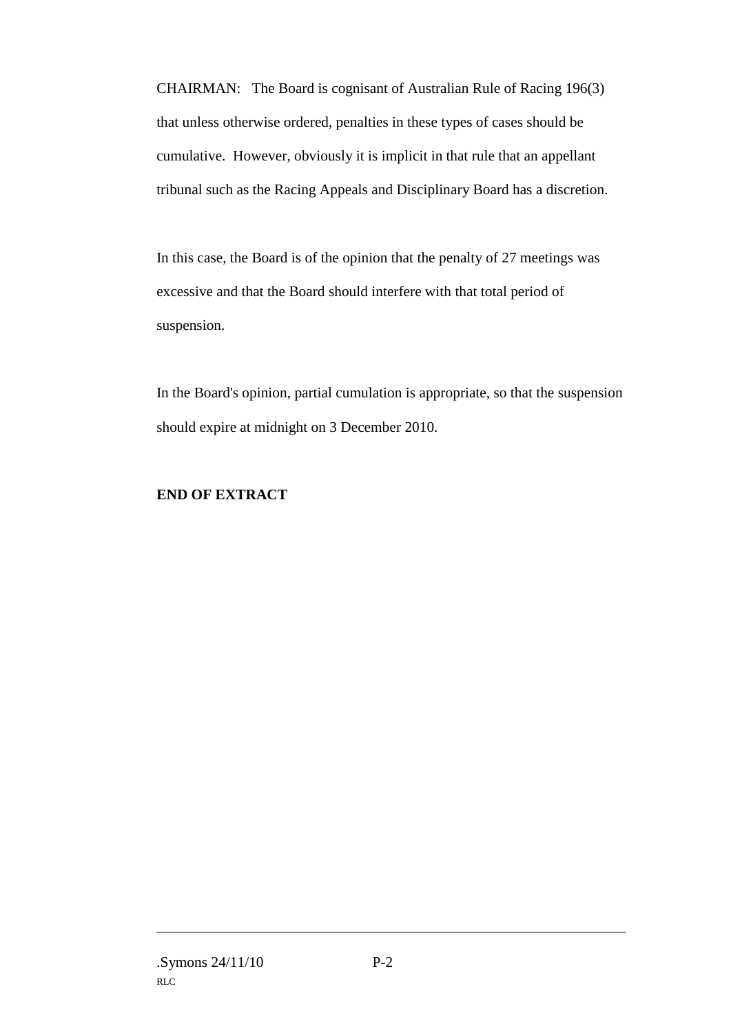CHAIRMAN: The Board is cognisant of Australian Rule of Racing 196(3) that unless otherwise ordered, penalties in these types of cases should be cumulative. However, obviously it is implicit in that rule that an appellant tribunal such as the Racing Appeals and Disciplinary Board has a discretion.

In this case, the Board is of the opinion that the penalty of 27 meetings was excessive and that the Board should interfere with that total period of suspension.

In the Board's opinion, partial cumulation is appropriate, so that the suspension should expire at midnight on 3 December 2010.

**END OF EXTRACT**